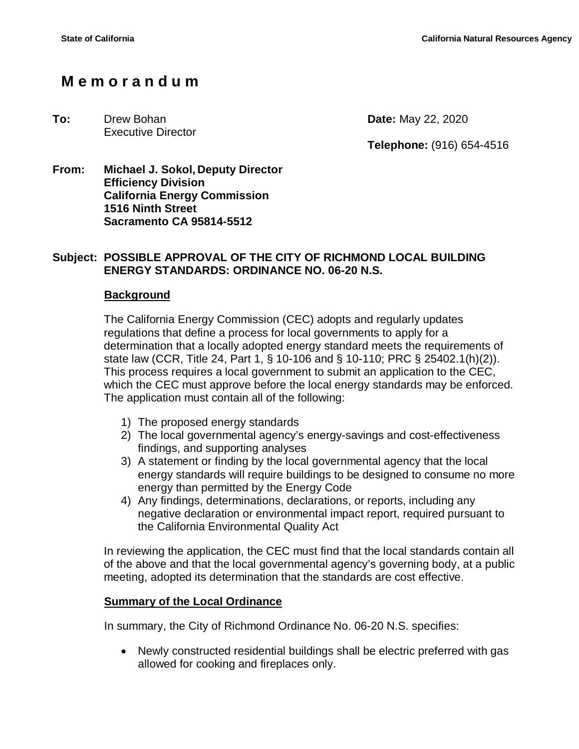State of California | California Natural Resources Agency

# Memorandum

**To:** Drew Bohan
Executive Director

**Date:** May 22, 2020

**Telephone:** (916) 654-4516

**From:** **Michael J. Sokol, Deputy Director**
**Efficiency Division**
**California Energy Commission**
**1516 Ninth Street**
**Sacramento CA 95814-5512**

**Subject: POSSIBLE APPROVAL OF THE CITY OF RICHMOND LOCAL BUILDING ENERGY STANDARDS: ORDINANCE NO. 06-20 N.S.**

## Background

The California Energy Commission (CEC) adopts and regularly updates regulations that define a process for local governments to apply for a determination that a locally adopted energy standard meets the requirements of state law (CCR, Title 24, Part 1, § 10-106 and § 10-110; PRC § 25402.1(h)(2)). This process requires a local government to submit an application to the CEC, which the CEC must approve before the local energy standards may be enforced. The application must contain all of the following:

1) The proposed energy standards
2) The local governmental agency's energy-savings and cost-effectiveness findings, and supporting analyses
3) A statement or finding by the local governmental agency that the local energy standards will require buildings to be designed to consume no more energy than permitted by the Energy Code
4) Any findings, determinations, declarations, or reports, including any negative declaration or environmental impact report, required pursuant to the California Environmental Quality Act

In reviewing the application, the CEC must find that the local standards contain all of the above and that the local governmental agency's governing body, at a public meeting, adopted its determination that the standards are cost effective.

## Summary of the Local Ordinance

In summary, the City of Richmond Ordinance No. 06-20 N.S. specifies:

- Newly constructed residential buildings shall be electric preferred with gas allowed for cooking and fireplaces only.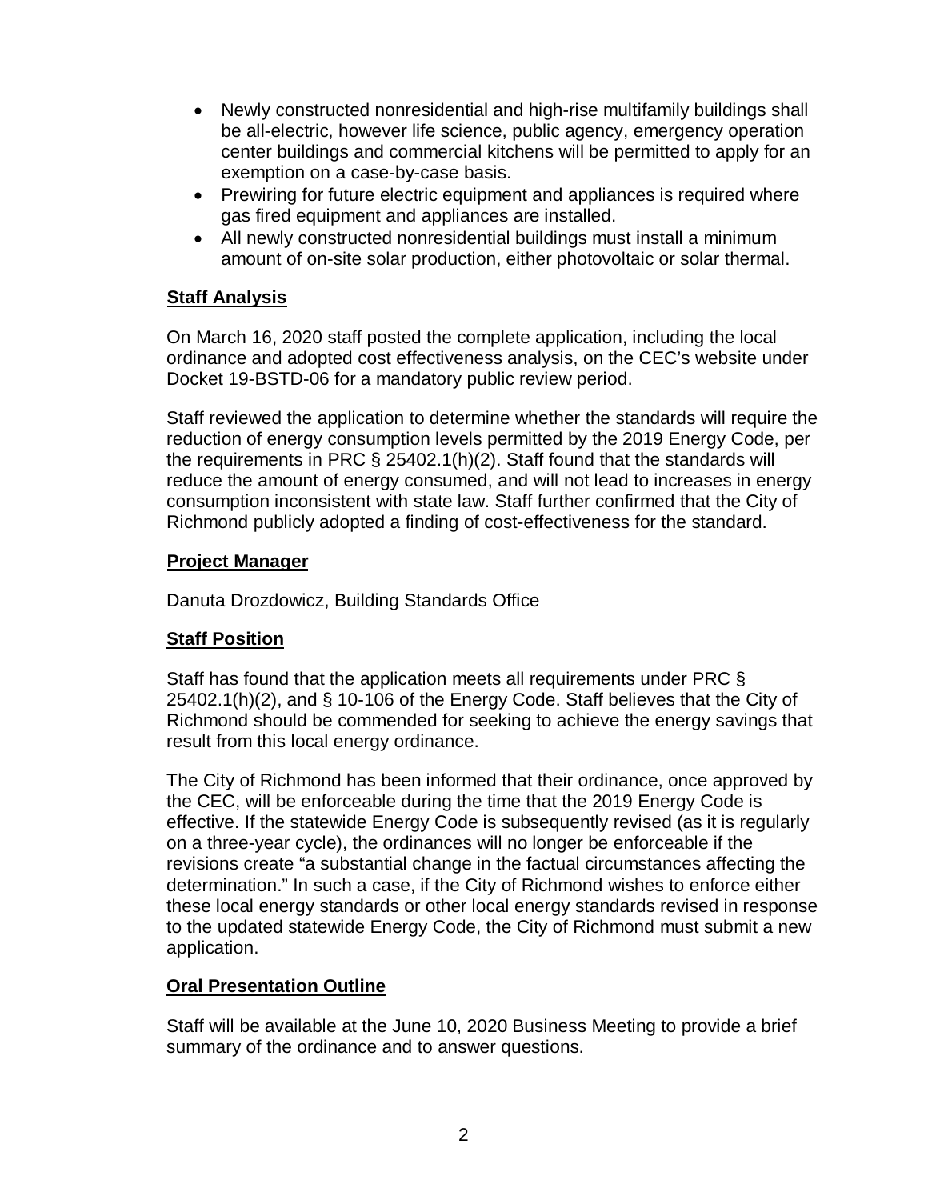- Newly constructed nonresidential and high-rise multifamily buildings shall be all-electric, however life science, public agency, emergency operation center buildings and commercial kitchens will be permitted to apply for an exemption on a case-by-case basis.
- Prewiring for future electric equipment and appliances is required where gas fired equipment and appliances are installed.
- All newly constructed nonresidential buildings must install a minimum amount of on-site solar production, either photovoltaic or solar thermal.

## Staff Analysis

On March 16, 2020 staff posted the complete application, including the local ordinance and adopted cost effectiveness analysis, on the CEC's website under Docket 19-BSTD-06 for a mandatory public review period.

Staff reviewed the application to determine whether the standards will require the reduction of energy consumption levels permitted by the 2019 Energy Code, per the requirements in PRC § 25402.1(h)(2). Staff found that the standards will reduce the amount of energy consumed, and will not lead to increases in energy consumption inconsistent with state law. Staff further confirmed that the City of Richmond publicly adopted a finding of cost-effectiveness for the standard.

## Project Manager

Danuta Drozdowicz, Building Standards Office

## Staff Position

Staff has found that the application meets all requirements under PRC § 25402.1(h)(2), and § 10-106 of the Energy Code. Staff believes that the City of Richmond should be commended for seeking to achieve the energy savings that result from this local energy ordinance.

The City of Richmond has been informed that their ordinance, once approved by the CEC, will be enforceable during the time that the 2019 Energy Code is effective. If the statewide Energy Code is subsequently revised (as it is regularly on a three-year cycle), the ordinances will no longer be enforceable if the revisions create "a substantial change in the factual circumstances affecting the determination." In such a case, if the City of Richmond wishes to enforce either these local energy standards or other local energy standards revised in response to the updated statewide Energy Code, the City of Richmond must submit a new application.

## Oral Presentation Outline

Staff will be available at the June 10, 2020 Business Meeting to provide a brief summary of the ordinance and to answer questions.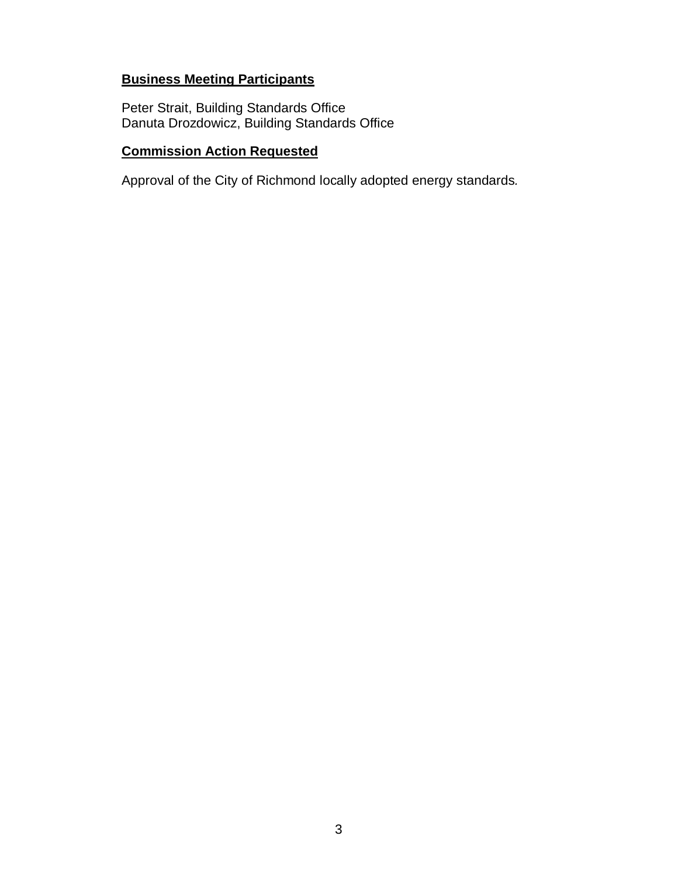**Business Meeting Participants**

Peter Strait, Building Standards Office
Danuta Drozdowicz, Building Standards Office

**Commission Action Requested**

Approval of the City of Richmond locally adopted energy standards.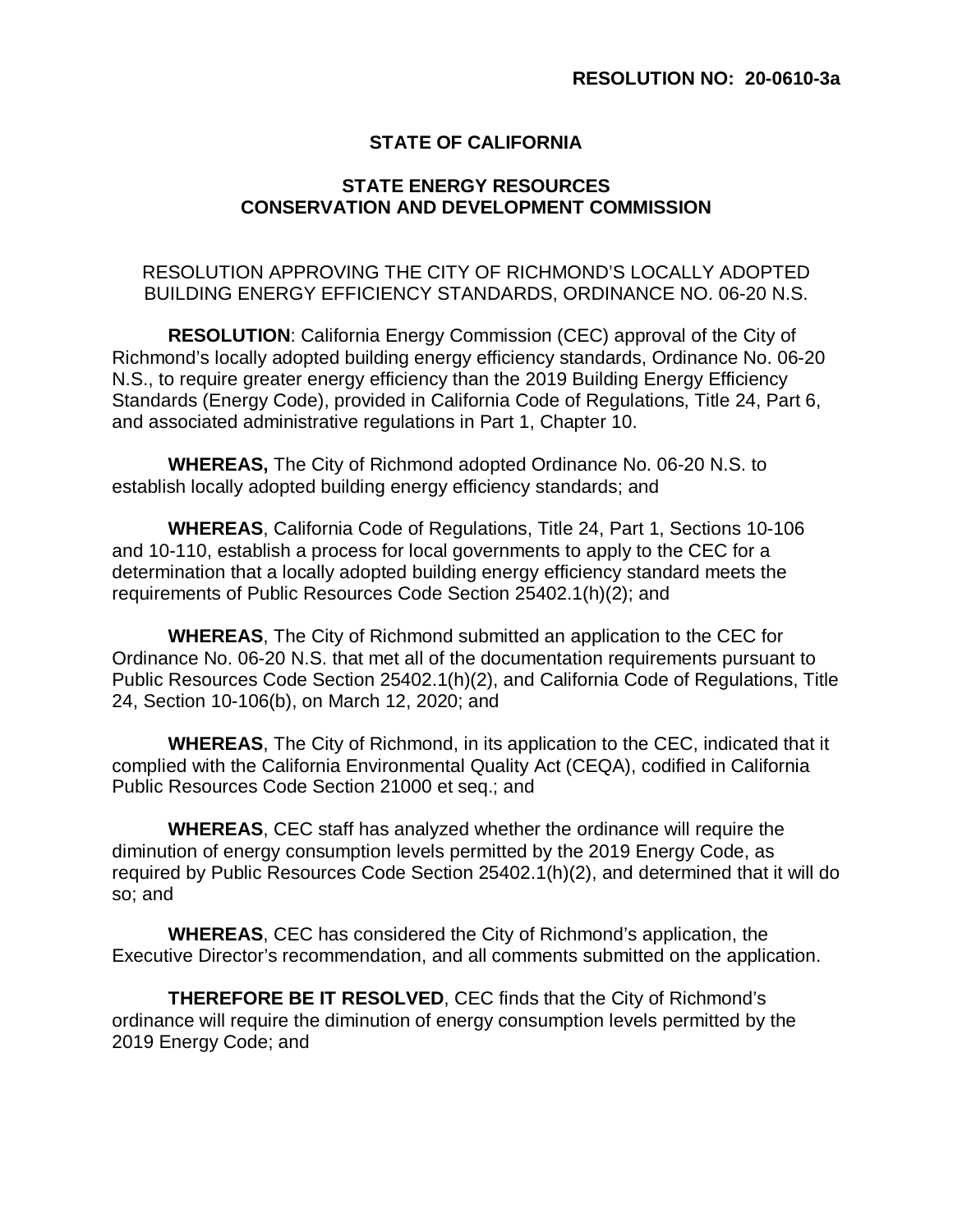**RESOLUTION NO: 20-0610-3a**

**STATE OF CALIFORNIA**

**STATE ENERGY RESOURCES CONSERVATION AND DEVELOPMENT COMMISSION**

RESOLUTION APPROVING THE CITY OF RICHMOND'S LOCALLY ADOPTED BUILDING ENERGY EFFICIENCY STANDARDS, ORDINANCE NO. 06-20 N.S.

**RESOLUTION**: California Energy Commission (CEC) approval of the City of Richmond's locally adopted building energy efficiency standards, Ordinance No. 06-20 N.S., to require greater energy efficiency than the 2019 Building Energy Efficiency Standards (Energy Code), provided in California Code of Regulations, Title 24, Part 6, and associated administrative regulations in Part 1, Chapter 10.

**WHEREAS,** The City of Richmond adopted Ordinance No. 06-20 N.S. to establish locally adopted building energy efficiency standards; and

**WHEREAS**, California Code of Regulations, Title 24, Part 1, Sections 10-106 and 10-110, establish a process for local governments to apply to the CEC for a determination that a locally adopted building energy efficiency standard meets the requirements of Public Resources Code Section 25402.1(h)(2); and

**WHEREAS**, The City of Richmond submitted an application to the CEC for Ordinance No. 06-20 N.S. that met all of the documentation requirements pursuant to Public Resources Code Section 25402.1(h)(2), and California Code of Regulations, Title 24, Section 10-106(b), on March 12, 2020; and

**WHEREAS**, The City of Richmond, in its application to the CEC, indicated that it complied with the California Environmental Quality Act (CEQA), codified in California Public Resources Code Section 21000 et seq.; and

**WHEREAS**, CEC staff has analyzed whether the ordinance will require the diminution of energy consumption levels permitted by the 2019 Energy Code, as required by Public Resources Code Section 25402.1(h)(2), and determined that it will do so; and

**WHEREAS**, CEC has considered the City of Richmond's application, the Executive Director's recommendation, and all comments submitted on the application.

**THEREFORE BE IT RESOLVED**, CEC finds that the City of Richmond's ordinance will require the diminution of energy consumption levels permitted by the 2019 Energy Code; and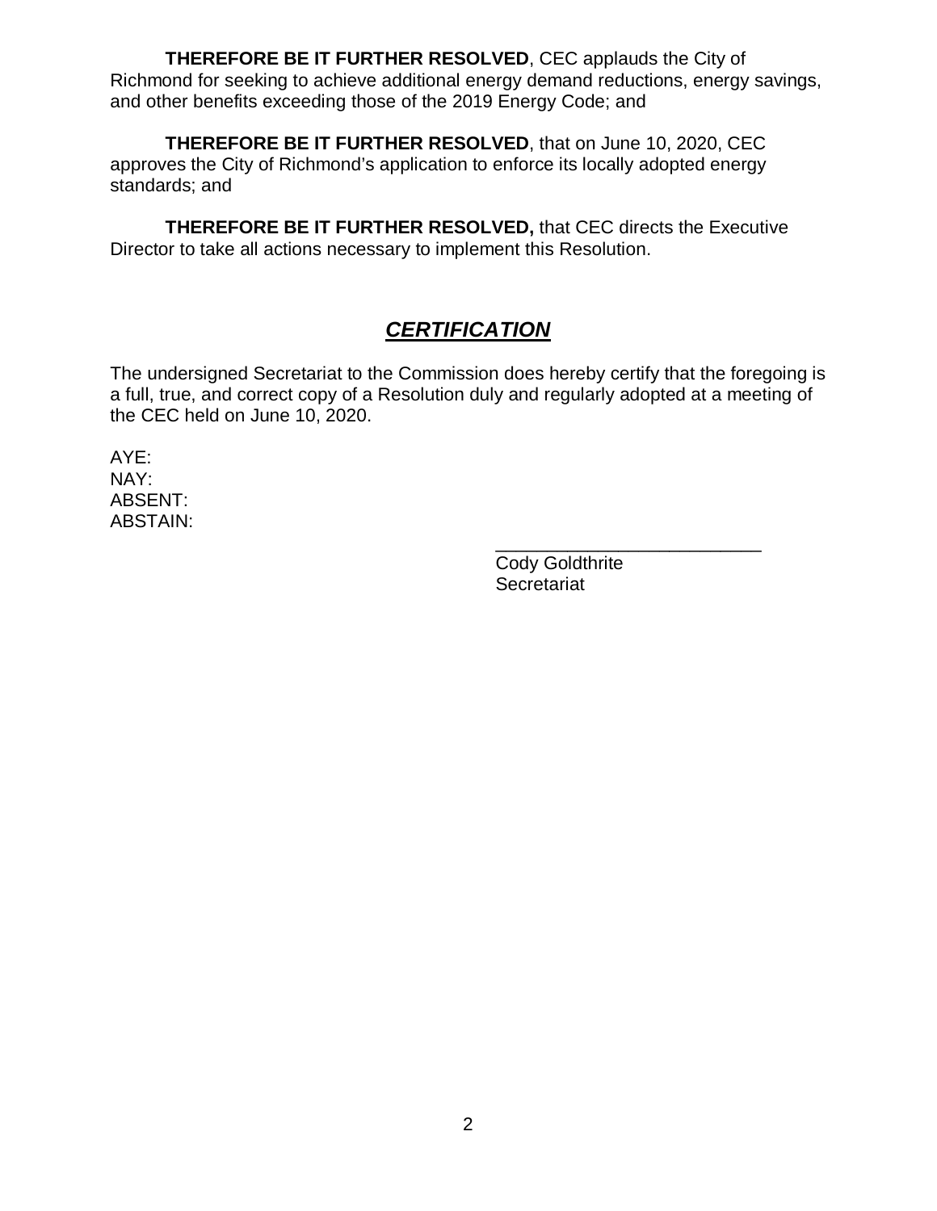**THEREFORE BE IT FURTHER RESOLVED**, CEC applauds the City of Richmond for seeking to achieve additional energy demand reductions, energy savings, and other benefits exceeding those of the 2019 Energy Code; and

**THEREFORE BE IT FURTHER RESOLVED**, that on June 10, 2020, CEC approves the City of Richmond's application to enforce its locally adopted energy standards; and

**THEREFORE BE IT FURTHER RESOLVED,** that CEC directs the Executive Director to take all actions necessary to implement this Resolution.

## ***CERTIFICATION***

The undersigned Secretariat to the Commission does hereby certify that the foregoing is a full, true, and correct copy of a Resolution duly and regularly adopted at a meeting of the CEC held on June 10, 2020.

AYE:
NAY:
ABSENT:
ABSTAIN:

___________________________
Cody Goldthrite
Secretariat